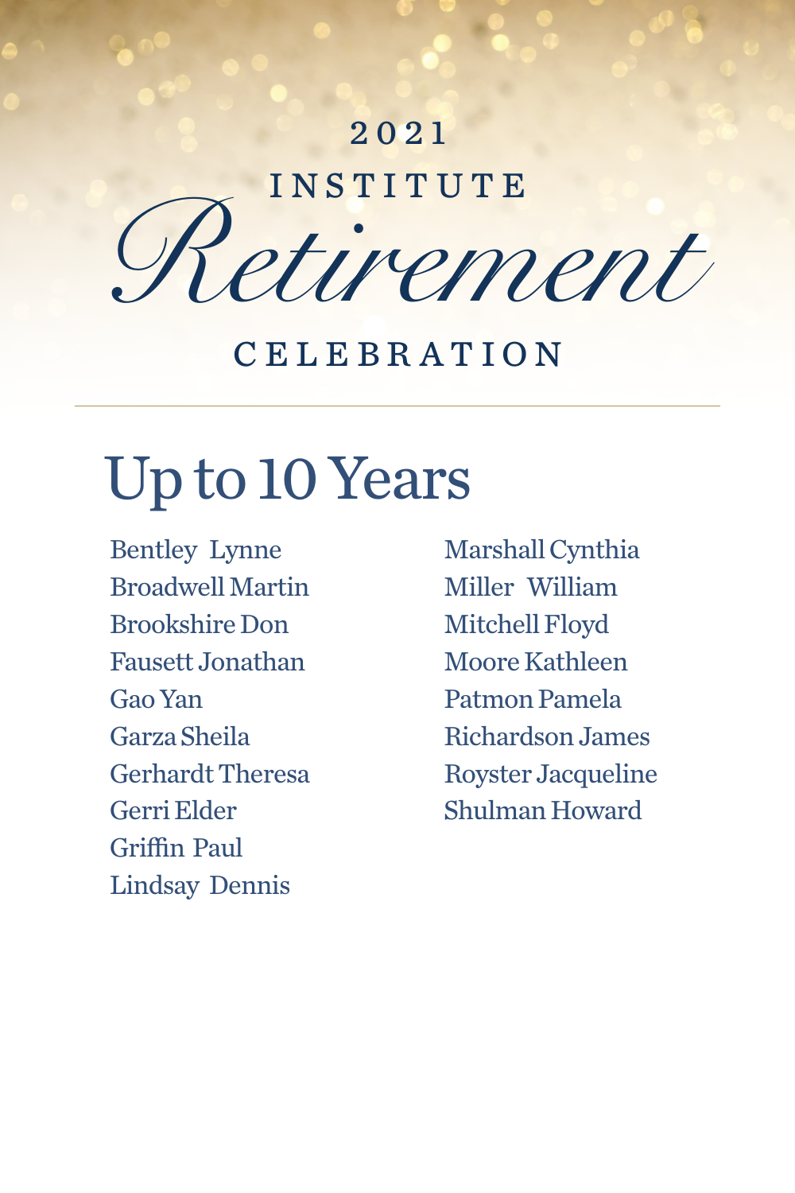2021

INSTITUTE

# Retirement

CELEBRATION

---

## Up to 10 Years

Bentley Lynne
Broadwell Martin
Brookshire Don
Fausett Jonathan
Gao Yan
Garza Sheila
Gerhardt Theresa
Gerri Elder
Griffin Paul
Lindsay Dennis
Marshall Cynthia
Miller William
Mitchell Floyd
Moore Kathleen
Patmon Pamela
Richardson James
Royster Jacqueline
Shulman Howard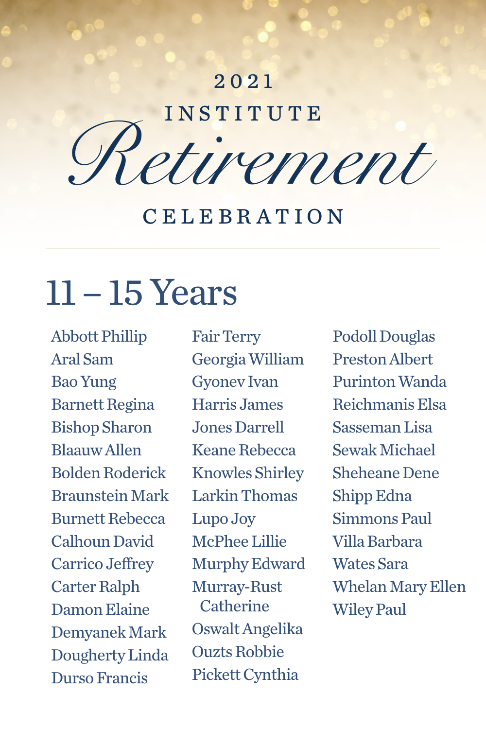2021

INSTITUTE

# *Retirement*

CELEBRATION

## 11 – 15 Years

Abbott Phillip
Aral Sam
Bao Yung
Barnett Regina
Bishop Sharon
Blaauw Allen
Bolden Roderick
Braunstein Mark
Burnett Rebecca
Calhoun David
Carrico Jeffrey
Carter Ralph
Damon Elaine
Demyanek Mark
Dougherty Linda
Durso Francis
Fair Terry
Georgia William
Gyonev Ivan
Harris James
Jones Darrell
Keane Rebecca
Knowles Shirley
Larkin Thomas
Lupo Joy
McPhee Lillie
Murphy Edward
Murray-Rust Catherine
Oswalt Angelika
Ouzts Robbie
Pickett Cynthia
Podoll Douglas
Preston Albert
Purinton Wanda
Reichmanis Elsa
Sasseman Lisa
Sewak Michael
Sheheane Dene
Shipp Edna
Simmons Paul
Villa Barbara
Wates Sara
Whelan Mary Ellen
Wiley Paul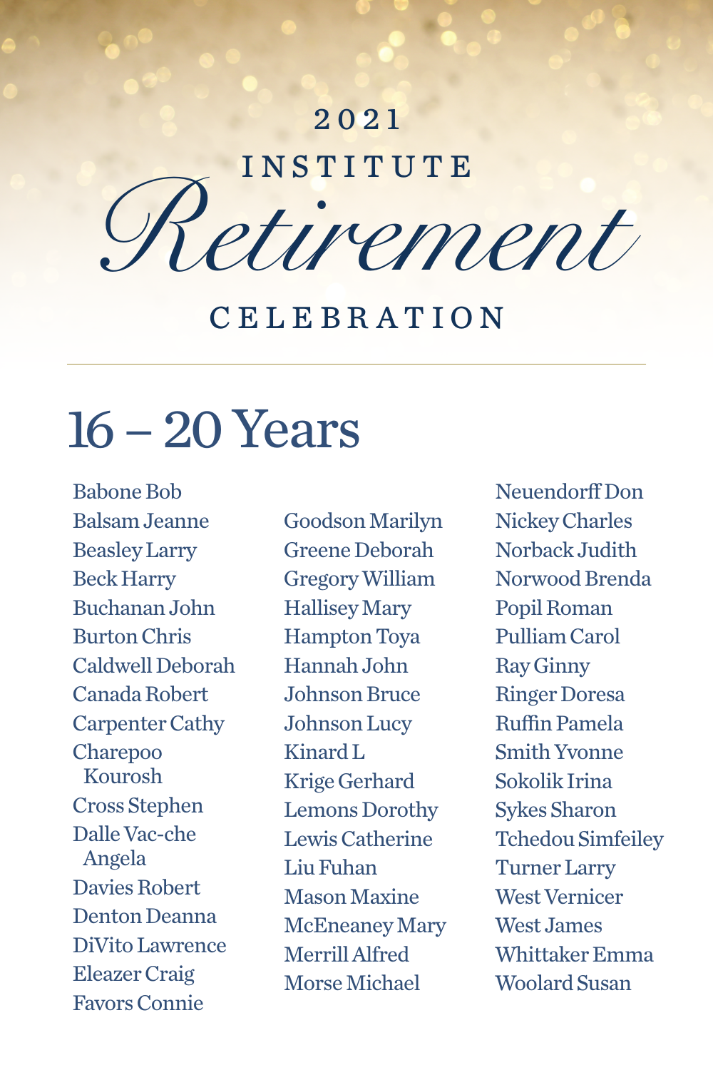2021

INSTITUTE

# Retirement

CELEBRATION

## 16 – 20 Years

Babone Bob
Balsam Jeanne
Beasley Larry
Beck Harry
Buchanan John
Burton Chris
Caldwell Deborah
Canada Robert
Carpenter Cathy
Charepoo Kourosh
Cross Stephen
Dalle Vac-che Angela
Davies Robert
Denton Deanna
DiVito Lawrence
Eleazer Craig
Favors Connie
Goodson Marilyn
Greene Deborah
Gregory William
Hallisey Mary
Hampton Toya
Hannah John
Johnson Bruce
Johnson Lucy
Kinard L
Krige Gerhard
Lemons Dorothy
Lewis Catherine
Liu Fuhan
Mason Maxine
McEneaney Mary
Merrill Alfred
Morse Michael
Neuendorff Don
Nickey Charles
Norback Judith
Norwood Brenda
Popil Roman
Pulliam Carol
Ray Ginny
Ringer Doresa
Ruffin Pamela
Smith Yvonne
Sokolik Irina
Sykes Sharon
Tchedou Simfeiley
Turner Larry
West Vernicer
West James
Whittaker Emma
Woolard Susan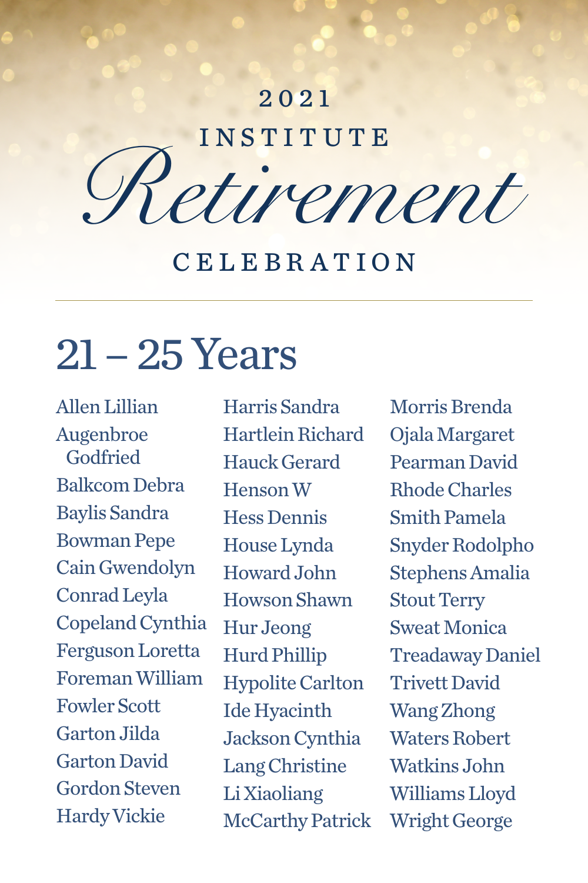2021

INSTITUTE

*Retirement*

CELEBRATION

---

## 21 – 25 Years

Allen Lillian
Augenbroe Godfried
Balkcom Debra
Baylis Sandra
Bowman Pepe
Cain Gwendolyn
Conrad Leyla
Copeland Cynthia
Ferguson Loretta
Foreman William
Fowler Scott
Garton Jilda
Garton David
Gordon Steven
Hardy Vickie
Harris Sandra
Hartlein Richard
Hauck Gerard
Henson W
Hess Dennis
House Lynda
Howard John
Howson Shawn
Hur Jeong
Hurd Phillip
Hypolite Carlton
Ide Hyacinth
Jackson Cynthia
Lang Christine
Li Xiaoliang
McCarthy Patrick
Morris Brenda
Ojala Margaret
Pearman David
Rhode Charles
Smith Pamela
Snyder Rodolpho
Stephens Amalia
Stout Terry
Sweat Monica
Treadaway Daniel
Trivett David
Wang Zhong
Waters Robert
Watkins John
Williams Lloyd
Wright George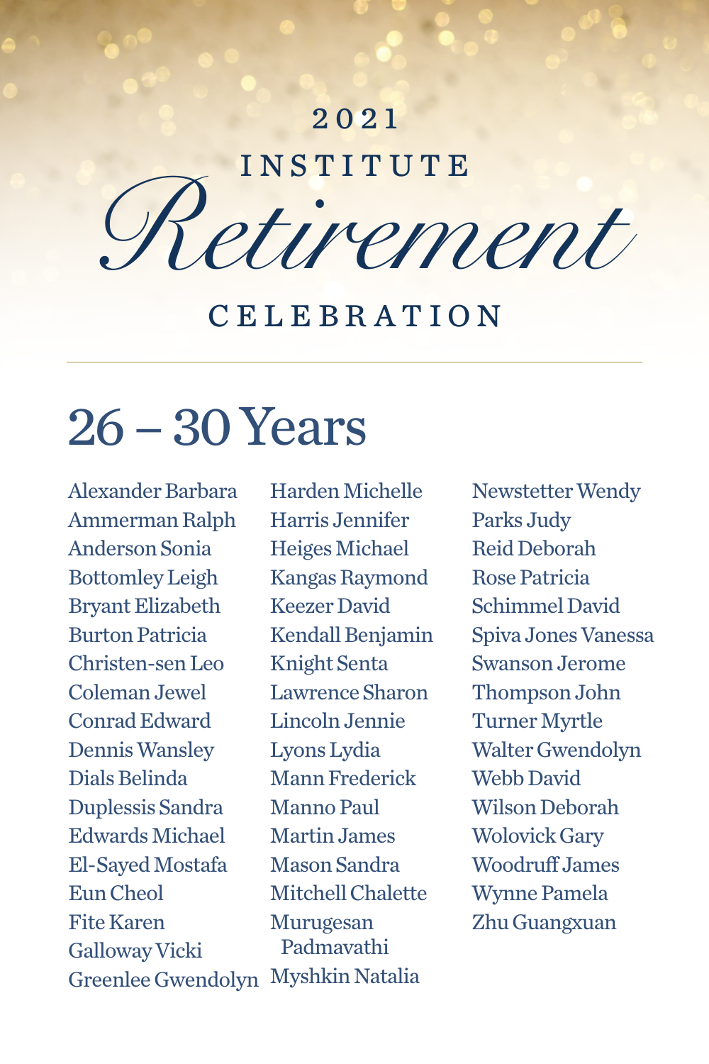2021

INSTITUTE

# *Retirement*

CELEBRATION

## 26 – 30 Years

Alexander Barbara
Ammerman Ralph
Anderson Sonia
Bottomley Leigh
Bryant Elizabeth
Burton Patricia
Christen-sen Leo
Coleman Jewel
Conrad Edward
Dennis Wansley
Dials Belinda
Duplessis Sandra
Edwards Michael
El-Sayed Mostafa
Eun Cheol
Fite Karen
Galloway Vicki
Greenlee Gwendolyn
Harden Michelle
Harris Jennifer
Heiges Michael
Kangas Raymond
Keezer David
Kendall Benjamin
Knight Senta
Lawrence Sharon
Lincoln Jennie
Lyons Lydia
Mann Frederick
Manno Paul
Martin James
Mason Sandra
Mitchell Chalette
Murugesan Padmavathi
Myshkin Natalia
Newstetter Wendy
Parks Judy
Reid Deborah
Rose Patricia
Schimmel David
Spiva Jones Vanessa
Swanson Jerome
Thompson John
Turner Myrtle
Walter Gwendolyn
Webb David
Wilson Deborah
Wolovick Gary
Woodruff James
Wynne Pamela
Zhu Guangxuan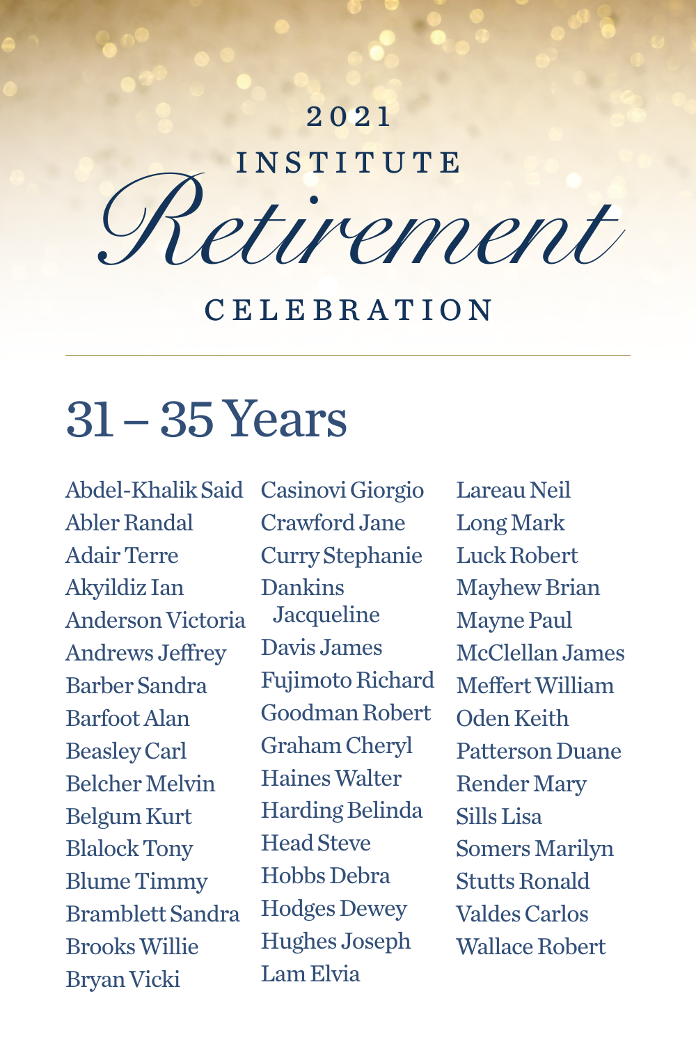2021

INSTITUTE

# Retirement

CELEBRATION

## 31 – 35 Years

Abdel-Khalik Said
Abler Randal
Adair Terre
Akyildiz Ian
Anderson Victoria
Andrews Jeffrey
Barber Sandra
Barfoot Alan
Beasley Carl
Belcher Melvin
Belgum Kurt
Blalock Tony
Blume Timmy
Bramblett Sandra
Brooks Willie
Bryan Vicki
Casinovi Giorgio
Crawford Jane
Curry Stephanie
Dankins Jacqueline
Davis James
Fujimoto Richard
Goodman Robert
Graham Cheryl
Haines Walter
Harding Belinda
Head Steve
Hobbs Debra
Hodges Dewey
Hughes Joseph
Lam Elvia
Lareau Neil
Long Mark
Luck Robert
Mayhew Brian
Mayne Paul
McClellan James
Meffert William
Oden Keith
Patterson Duane
Render Mary
Sills Lisa
Somers Marilyn
Stutts Ronald
Valdes Carlos
Wallace Robert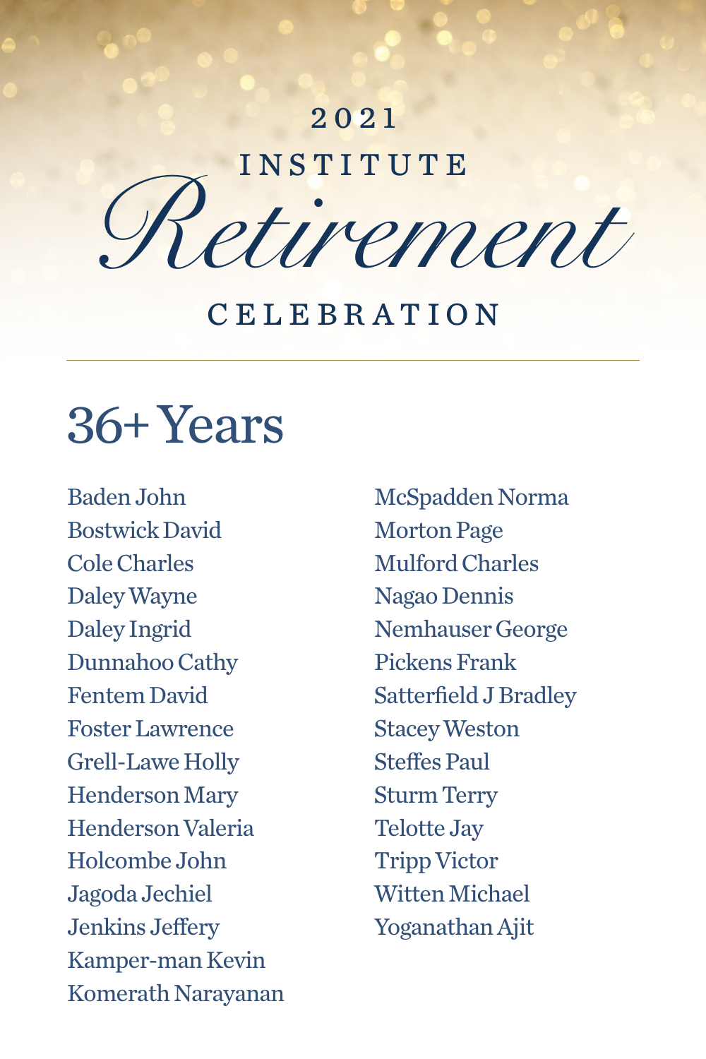2021

INSTITUTE

# Retirement

CELEBRATION

## 36+ Years

Baden John
Bostwick David
Cole Charles
Daley Wayne
Daley Ingrid
Dunnahoo Cathy
Fentem David
Foster Lawrence
Grell-Lawe Holly
Henderson Mary
Henderson Valeria
Holcombe John
Jagoda Jechiel
Jenkins Jeffery
Kamper-man Kevin
Komerath Narayanan
McSpadden Norma
Morton Page
Mulford Charles
Nagao Dennis
Nemhauser George
Pickens Frank
Satterfield J Bradley
Stacey Weston
Steffes Paul
Sturm Terry
Telotte Jay
Tripp Victor
Witten Michael
Yoganathan Ajit